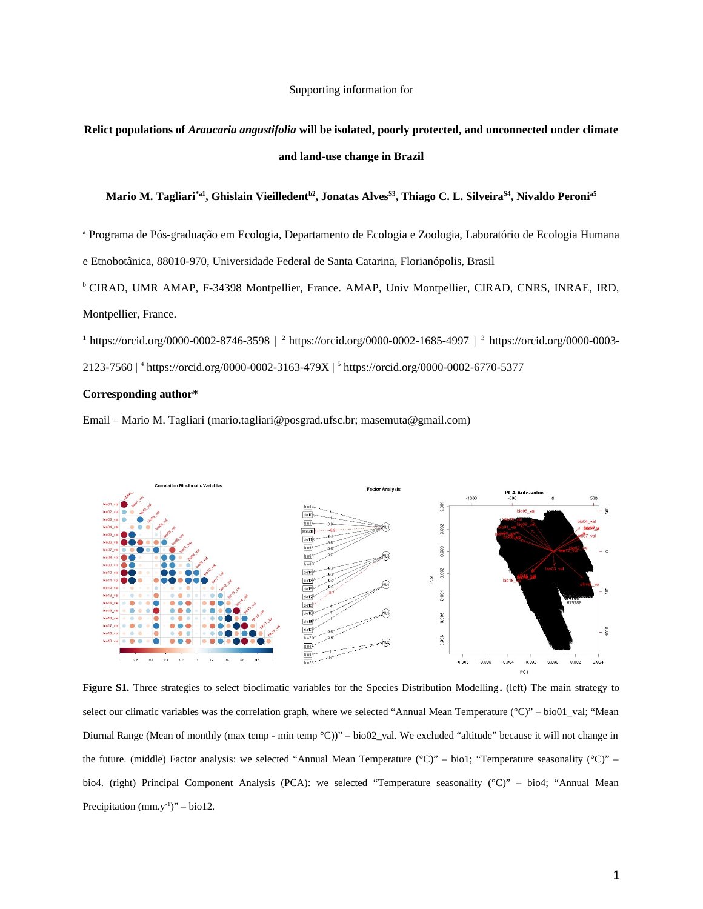Supporting information for

# Relict populations of *Araucaria angustifolia* will be isolated, poorly protected, and unconnected under climate and land-use change in Brazil

**Mario M. Tagliari[*a1], Ghislain Vieilledent[b2], Jonatas Alves[S3], Thiago C. L. Silveira[S4], Nivaldo Peroni[a5]**

[a] Programa de Pós-graduação em Ecologia, Departamento de Ecologia e Zoologia, Laboratório de Ecologia Humana e Etnobotânica, 88010-970, Universidade Federal de Santa Catarina, Florianópolis, Brasil

[b] CIRAD, UMR AMAP, F-34398 Montpellier, France. AMAP, Univ Montpellier, CIRAD, CNRS, INRAE, IRD, Montpellier, France.

[1] https://orcid.org/0000-0002-8746-3598 | [2] https://orcid.org/0000-0002-1685-4997 | [3] https://orcid.org/0000-0003-2123-7560 | [4] https://orcid.org/0000-0002-3163-479X | [5] https://orcid.org/0000-0002-6770-5377

**Corresponding author***

Email – Mario M. Tagliari (mario.tagliari@posgrad.ufsc.br; masemuta@gmail.com)

**Figure S1.** Three strategies to select bioclimatic variables for the Species Distribution Modelling. (left) The main strategy to select our climatic variables was the correlation graph, where we selected "Annual Mean Temperature (°C)" – bio01_val; "Mean Diurnal Range (Mean of monthly (max temp - min temp °C))" – bio02_val. We excluded "altitude" because it will not change in the future. (middle) Factor analysis: we selected "Annual Mean Temperature (°C)" – bio1; "Temperature seasonality (°C)" – bio4. (right) Principal Component Analysis (PCA): we selected "Temperature seasonality (°C)" – bio4; "Annual Mean Precipitation (mm.y$^{-1}$)" – bio12.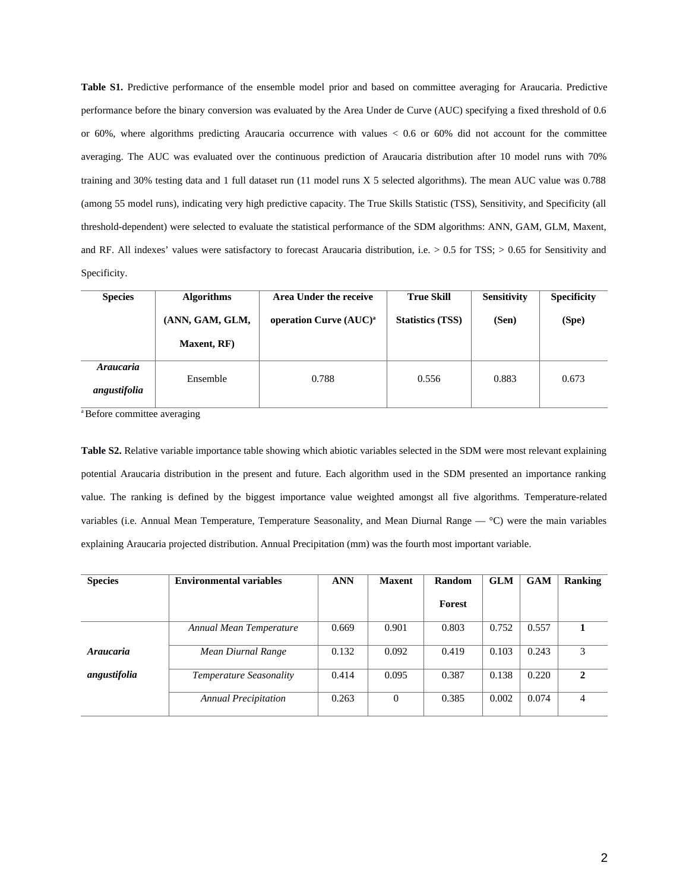**Table S1.** Predictive performance of the ensemble model prior and based on committee averaging for Araucaria. Predictive performance before the binary conversion was evaluated by the Area Under de Curve (AUC) specifying a fixed threshold of 0.6 or 60%, where algorithms predicting Araucaria occurrence with values < 0.6 or 60% did not account for the committee averaging. The AUC was evaluated over the continuous prediction of Araucaria distribution after 10 model runs with 70% training and 30% testing data and 1 full dataset run (11 model runs X 5 selected algorithms). The mean AUC value was 0.788 (among 55 model runs), indicating very high predictive capacity. The True Skills Statistic (TSS), Sensitivity, and Specificity (all threshold-dependent) were selected to evaluate the statistical performance of the SDM algorithms: ANN, GAM, GLM, Maxent, and RF. All indexes' values were satisfactory to forecast Araucaria distribution, i.e. > 0.5 for TSS; > 0.65 for Sensitivity and Specificity.

| Species | Algorithms (ANN, GAM, GLM, Maxent, RF) | Area Under the receive operation Curve (AUC)[a] | True Skill Statistics (TSS) | Sensitivity (Sen) | Specificity (Spe) |
|---|---|---|---|---|---|
| ***Araucaria angustifolia*** | Ensemble | 0.788 | 0.556 | 0.883 | 0.673 |

[a] Before committee averaging

**Table S2.** Relative variable importance table showing which abiotic variables selected in the SDM were most relevant explaining potential Araucaria distribution in the present and future. Each algorithm used in the SDM presented an importance ranking value. The ranking is defined by the biggest importance value weighted amongst all five algorithms. Temperature-related variables (i.e. Annual Mean Temperature, Temperature Seasonality, and Mean Diurnal Range — °C) were the main variables explaining Araucaria projected distribution. Annual Precipitation (mm) was the fourth most important variable.

| Species | Environmental variables | ANN | Maxent | Random Forest | GLM | GAM | Ranking |
|---|---|---|---|---|---|---|---|
| ***Araucaria angustifolia*** | *Annual Mean Temperature* | 0.669 | 0.901 | 0.803 | 0.752 | 0.557 | **1** |
| | *Mean Diurnal Range* | 0.132 | 0.092 | 0.419 | 0.103 | 0.243 | 3 |
| | *Temperature Seasonality* | 0.414 | 0.095 | 0.387 | 0.138 | 0.220 | **2** |
| | *Annual Precipitation* | 0.263 | 0 | 0.385 | 0.002 | 0.074 | 4 |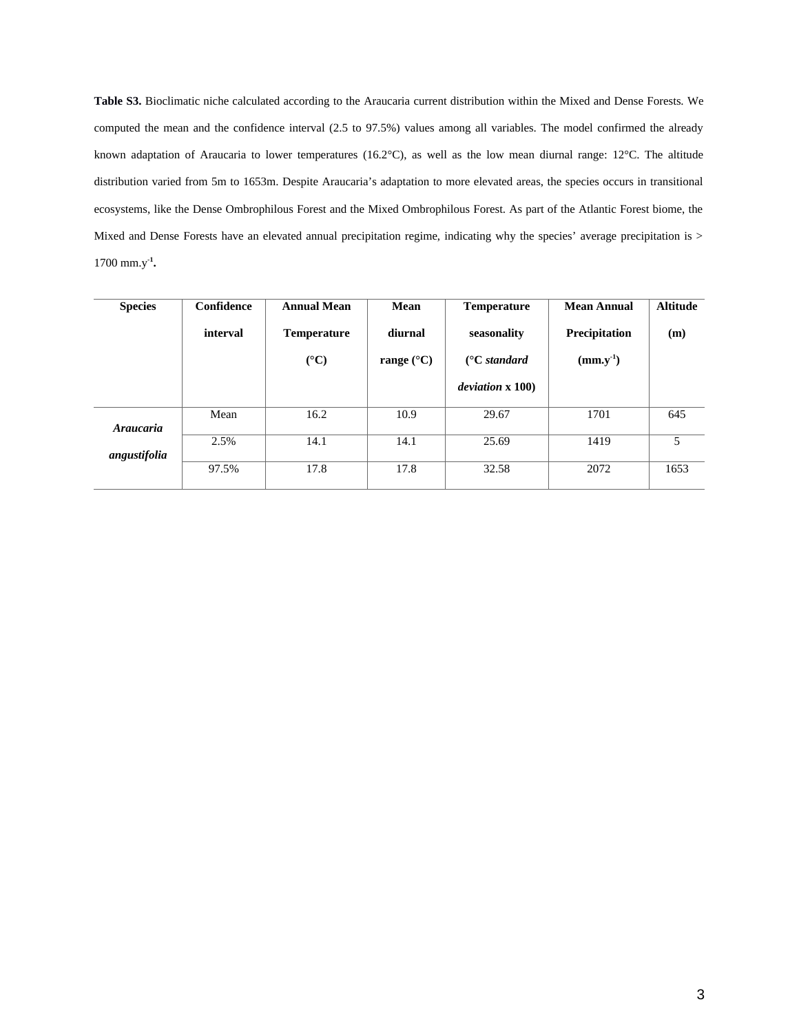**Table S3.** Bioclimatic niche calculated according to the Araucaria current distribution within the Mixed and Dense Forests. We computed the mean and the confidence interval (2.5 to 97.5%) values among all variables. The model confirmed the already known adaptation of Araucaria to lower temperatures (16.2°C), as well as the low mean diurnal range: 12°C. The altitude distribution varied from 5m to 1653m. Despite Araucaria's adaptation to more elevated areas, the species occurs in transitional ecosystems, like the Dense Ombrophilous Forest and the Mixed Ombrophilous Forest. As part of the Atlantic Forest biome, the Mixed and Dense Forests have an elevated annual precipitation regime, indicating why the species' average precipitation is > 1700 mm.y$^{-1}$.

| Species | Confidence interval | Annual Mean Temperature (°C) | Mean diurnal range (°C) | Temperature seasonality (°C *standard deviation* x 100) | Mean Annual Precipitation (mm.y$^{-1}$) | Altitude (m) |
|---|---|---|---|---|---|---|
| ***Araucaria angustifolia*** | Mean | 16.2 | 10.9 | 29.67 | 1701 | 645 |
| | 2.5% | 14.1 | 14.1 | 25.69 | 1419 | 5 |
| | 97.5% | 17.8 | 17.8 | 32.58 | 2072 | 1653 |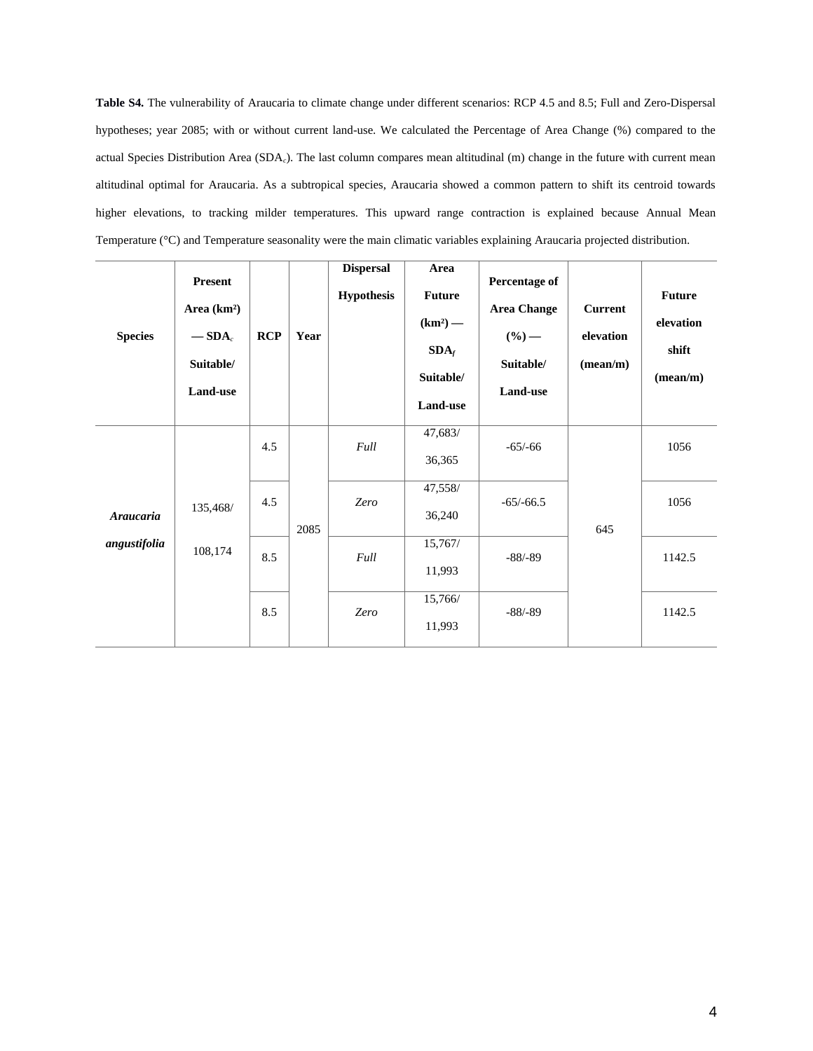**Table S4.** The vulnerability of Araucaria to climate change under different scenarios: RCP 4.5 and 8.5; Full and Zero-Dispersal hypotheses; year 2085; with or without current land-use. We calculated the Percentage of Area Change (%) compared to the actual Species Distribution Area ($SDA_c$). The last column compares mean altitudinal (m) change in the future with current mean altitudinal optimal for Araucaria. As a subtropical species, Araucaria showed a common pattern to shift its centroid towards higher elevations, to tracking milder temperatures. This upward range contraction is explained because Annual Mean Temperature (°C) and Temperature seasonality were the main climatic variables explaining Araucaria projected distribution.

| Species | Present Area (km²) — $SDA_c$ Suitable/ Land-use | RCP | Year | Dispersal Hypothesis | Area Future (km²) — $SDA_f$ Suitable/ Land-use | Percentage of Area Change (%) — Suitable/ Land-use | Current elevation (mean/m) | Future elevation shift (mean/m) |
|---|---|---|---|---|---|---|---|---|
| ***Araucaria angustifolia*** | 135,468/ 108,174 | 4.5 | 2085 | *Full* | 47,683/ 36,365 | -65/-66 | 645 | 1056 |
| | | 4.5 | | *Zero* | 47,558/ 36,240 | -65/-66.5 | | 1056 |
| | | 8.5 | | *Full* | 15,767/ 11,993 | -88/-89 | | 1142.5 |
| | | 8.5 | | *Zero* | 15,766/ 11,993 | -88/-89 | | 1142.5 |